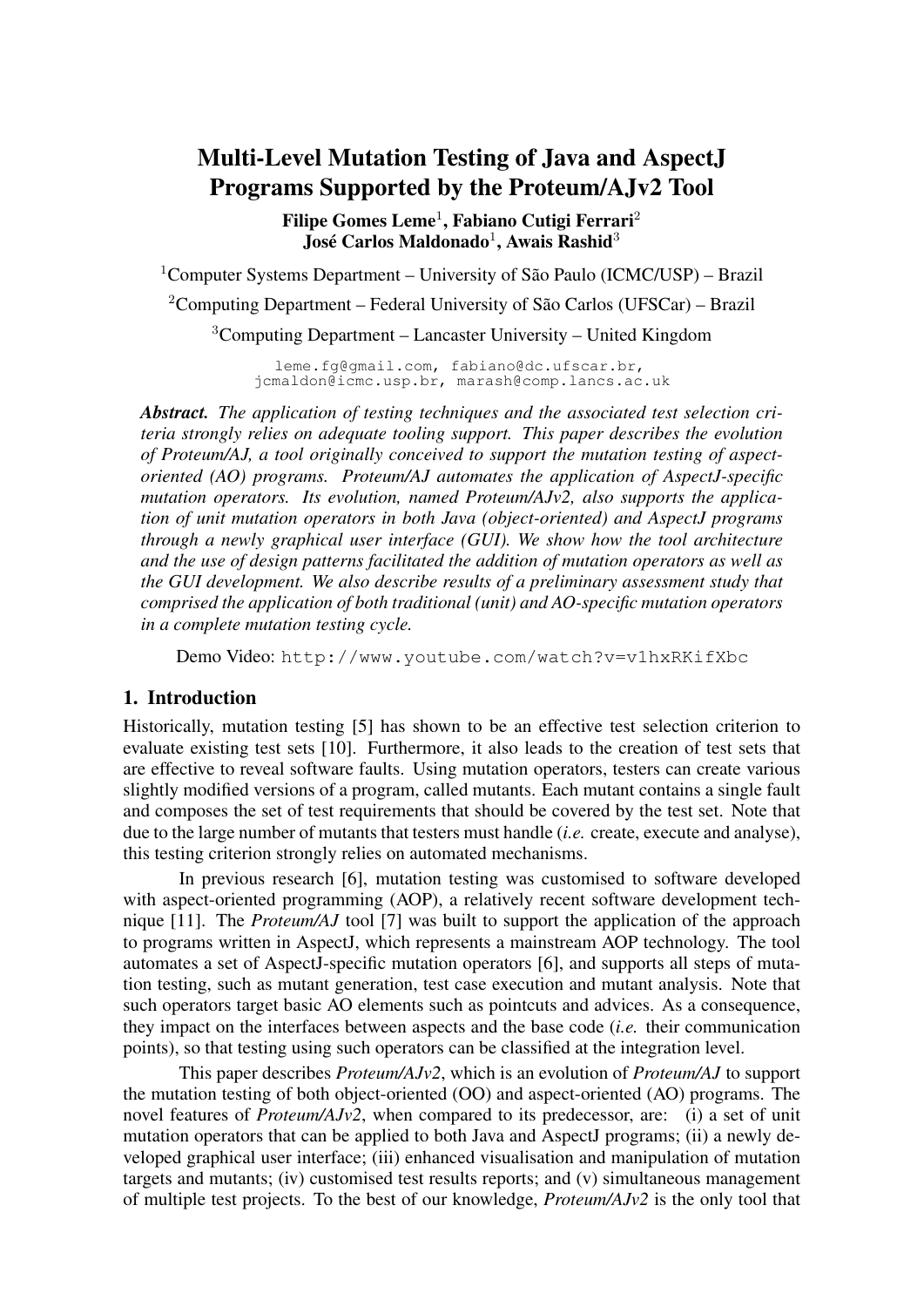# Multi-Level Mutation Testing of Java and AspectJ Programs Supported by the Proteum/AJv2 Tool

**Filipe Gomes Leme[1], Fabiano Cutigi Ferrari[2]**
**José Carlos Maldonado[1], Awais Rashid[3]**

[1]Computer Systems Department – University of São Paulo (ICMC/USP) – Brazil

[2]Computing Department – Federal University of São Carlos (UFSCar) – Brazil

[3]Computing Department – Lancaster University – United Kingdom

leme.fg@gmail.com, fabiano@dc.ufscar.br, jcmaldon@icmc.usp.br, marash@comp.lancs.ac.uk

***Abstract.** The application of testing techniques and the associated test selection criteria strongly relies on adequate tooling support. This paper describes the evolution of Proteum/AJ, a tool originally conceived to support the mutation testing of aspect-oriented (AO) programs. Proteum/AJ automates the application of AspectJ-specific mutation operators. Its evolution, named Proteum/AJv2, also supports the application of unit mutation operators in both Java (object-oriented) and AspectJ programs through a newly graphical user interface (GUI). We show how the tool architecture and the use of design patterns facilitated the addition of mutation operators as well as the GUI development. We also describe results of a preliminary assessment study that comprised the application of both traditional (unit) and AO-specific mutation operators in a complete mutation testing cycle.*

Demo Video: `http://www.youtube.com/watch?v=v1hxRKifXbc`

## 1. Introduction

Historically, mutation testing [5] has shown to be an effective test selection criterion to evaluate existing test sets [10]. Furthermore, it also leads to the creation of test sets that are effective to reveal software faults. Using mutation operators, testers can create various slightly modified versions of a program, called mutants. Each mutant contains a single fault and composes the set of test requirements that should be covered by the test set. Note that due to the large number of mutants that testers must handle (*i.e.* create, execute and analyse), this testing criterion strongly relies on automated mechanisms.

In previous research [6], mutation testing was customised to software developed with aspect-oriented programming (AOP), a relatively recent software development technique [11]. The *Proteum/AJ* tool [7] was built to support the application of the approach to programs written in AspectJ, which represents a mainstream AOP technology. The tool automates a set of AspectJ-specific mutation operators [6], and supports all steps of mutation testing, such as mutant generation, test case execution and mutant analysis. Note that such operators target basic AO elements such as pointcuts and advices. As a consequence, they impact on the interfaces between aspects and the base code (*i.e.* their communication points), so that testing using such operators can be classified at the integration level.

This paper describes *Proteum/AJv2*, which is an evolution of *Proteum/AJ* to support the mutation testing of both object-oriented (OO) and aspect-oriented (AO) programs. The novel features of *Proteum/AJv2*, when compared to its predecessor, are: (i) a set of unit mutation operators that can be applied to both Java and AspectJ programs; (ii) a newly developed graphical user interface; (iii) enhanced visualisation and manipulation of mutation targets and mutants; (iv) customised test results reports; and (v) simultaneous management of multiple test projects. To the best of our knowledge, *Proteum/AJv2* is the only tool that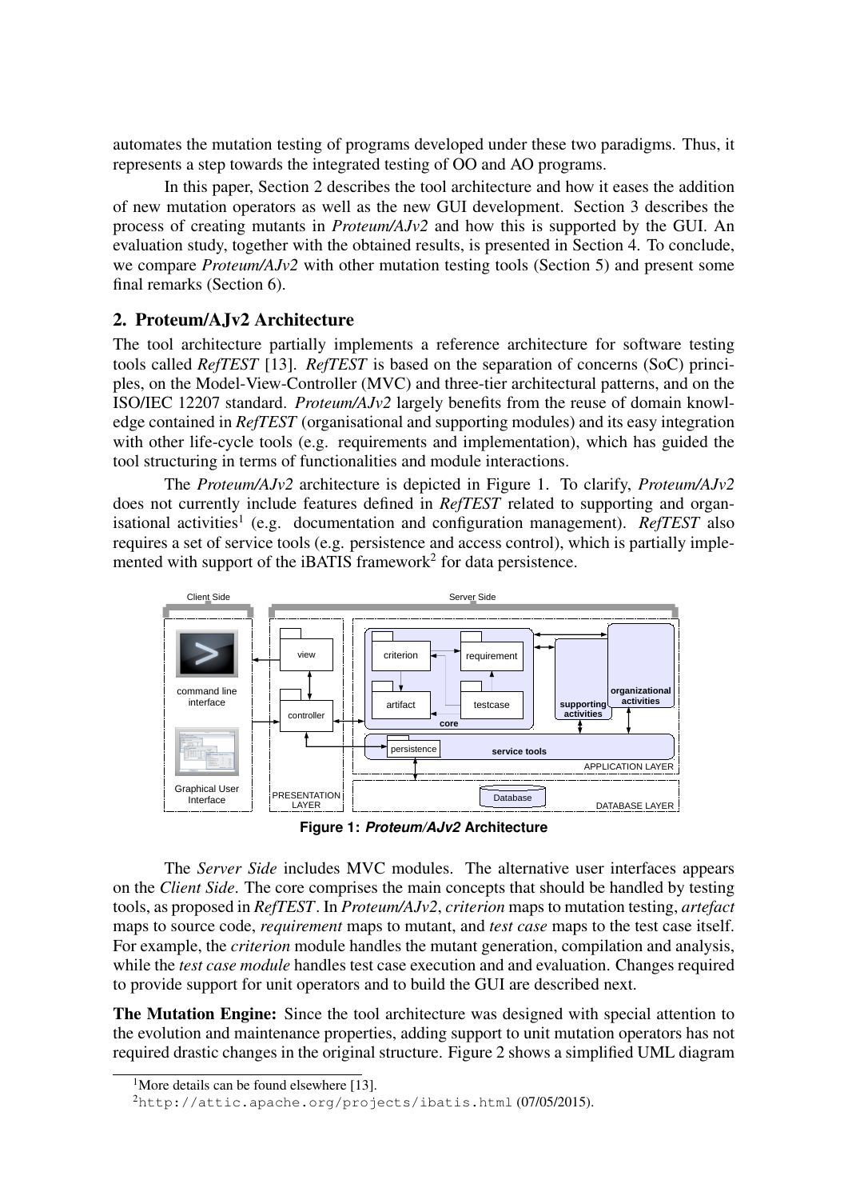automates the mutation testing of programs developed under these two paradigms. Thus, it represents a step towards the integrated testing of OO and AO programs.

In this paper, Section 2 describes the tool architecture and how it eases the addition of new mutation operators as well as the new GUI development. Section 3 describes the process of creating mutants in *Proteum/AJv2* and how this is supported by the GUI. An evaluation study, together with the obtained results, is presented in Section 4. To conclude, we compare *Proteum/AJv2* with other mutation testing tools (Section 5) and present some final remarks (Section 6).

## 2. Proteum/AJv2 Architecture

The tool architecture partially implements a reference architecture for software testing tools called *RefTEST* [13]. *RefTEST* is based on the separation of concerns (SoC) principles, on the Model-View-Controller (MVC) and three-tier architectural patterns, and on the ISO/IEC 12207 standard. *Proteum/AJv2* largely benefits from the reuse of domain knowledge contained in *RefTEST* (organisational and supporting modules) and its easy integration with other life-cycle tools (e.g. requirements and implementation), which has guided the tool structuring in terms of functionalities and module interactions.

The *Proteum/AJv2* architecture is depicted in Figure 1. To clarify, *Proteum/AJv2* does not currently include features defined in *RefTEST* related to supporting and organisational activities[1] (e.g. documentation and configuration management). *RefTEST* also requires a set of service tools (e.g. persistence and access control), which is partially implemented with support of the iBATIS framework[2] for data persistence.

**Figure 1: *Proteum/AJv2* Architecture**

The *Server Side* includes MVC modules. The alternative user interfaces appears on the *Client Side*. The core comprises the main concepts that should be handled by testing tools, as proposed in *RefTEST*. In *Proteum/AJv2*, *criterion* maps to mutation testing, *artefact* maps to source code, *requirement* maps to mutant, and *test case* maps to the test case itself. For example, the *criterion* module handles the mutant generation, compilation and analysis, while the *test case module* handles test case execution and and evaluation. Changes required to provide support for unit operators and to build the GUI are described next.

**The Mutation Engine:** Since the tool architecture was designed with special attention to the evolution and maintenance properties, adding support to unit mutation operators has not required drastic changes in the original structure. Figure 2 shows a simplified UML diagram

[1] More details can be found elsewhere [13].

[2] `http://attic.apache.org/projects/ibatis.html` (07/05/2015).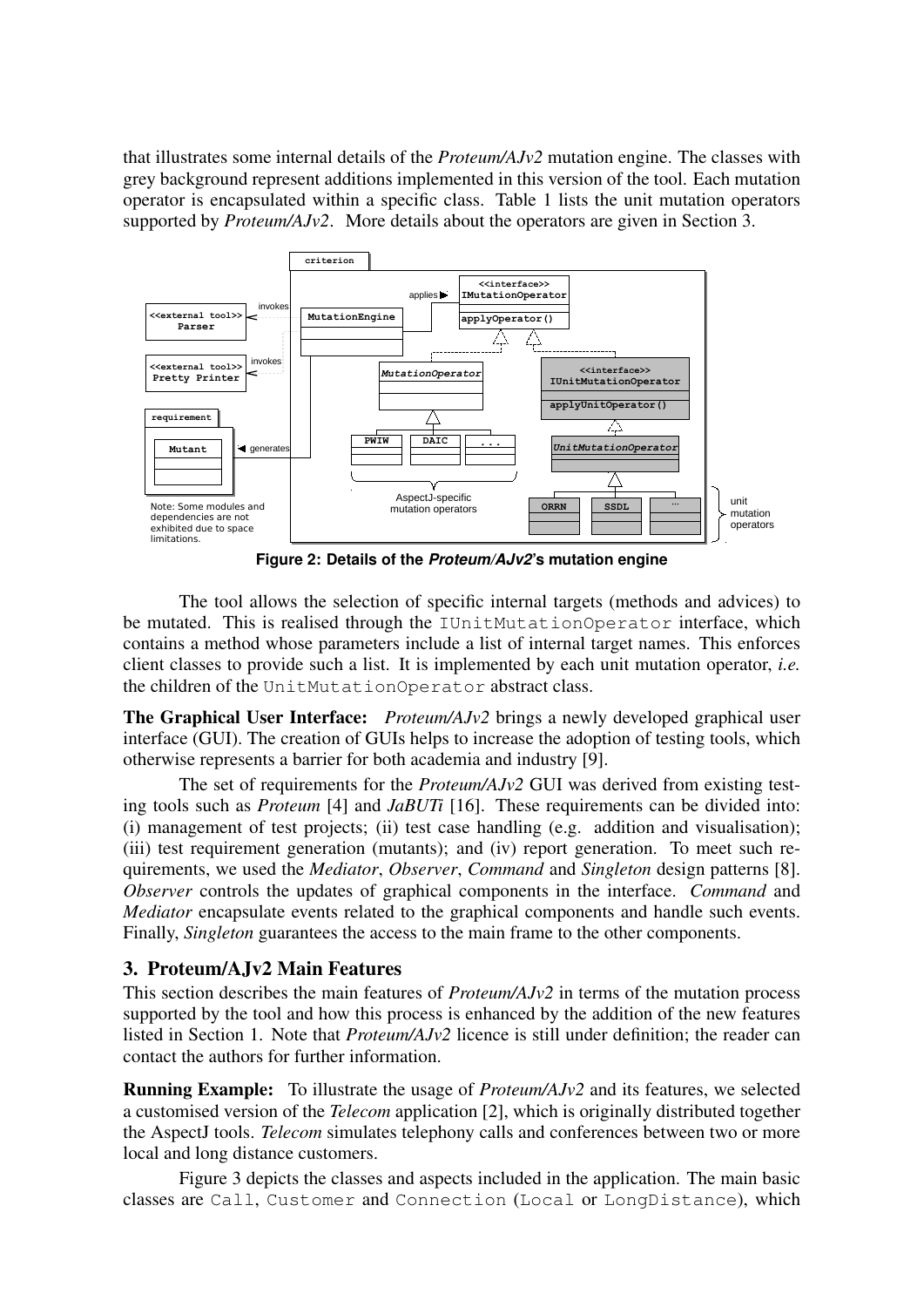that illustrates some internal details of the *Proteum/AJv2* mutation engine. The classes with grey background represent additions implemented in this version of the tool. Each mutation operator is encapsulated within a specific class. Table 1 lists the unit mutation operators supported by *Proteum/AJv2*. More details about the operators are given in Section 3.

**Figure 2: Details of the *Proteum/AJv2*'s mutation engine**

The tool allows the selection of specific internal targets (methods and advices) to be mutated. This is realised through the `IUnitMutationOperator` interface, which contains a method whose parameters include a list of internal target names. This enforces client classes to provide such a list. It is implemented by each unit mutation operator, *i.e.* the children of the `UnitMutationOperator` abstract class.

**The Graphical User Interface:** *Proteum/AJv2* brings a newly developed graphical user interface (GUI). The creation of GUIs helps to increase the adoption of testing tools, which otherwise represents a barrier for both academia and industry [9].

The set of requirements for the *Proteum/AJv2* GUI was derived from existing testing tools such as *Proteum* [4] and *JaBUTi* [16]. These requirements can be divided into: (i) management of test projects; (ii) test case handling (e.g. addition and visualisation); (iii) test requirement generation (mutants); and (iv) report generation. To meet such requirements, we used the *Mediator*, *Observer*, *Command* and *Singleton* design patterns [8]. *Observer* controls the updates of graphical components in the interface. *Command* and *Mediator* encapsulate events related to the graphical components and handle such events. Finally, *Singleton* guarantees the access to the main frame to the other components.

## 3. Proteum/AJv2 Main Features

This section describes the main features of *Proteum/AJv2* in terms of the mutation process supported by the tool and how this process is enhanced by the addition of the new features listed in Section 1. Note that *Proteum/AJv2* licence is still under definition; the reader can contact the authors for further information.

**Running Example:** To illustrate the usage of *Proteum/AJv2* and its features, we selected a customised version of the *Telecom* application [2], which is originally distributed together the AspectJ tools. *Telecom* simulates telephony calls and conferences between two or more local and long distance customers.

Figure 3 depicts the classes and aspects included in the application. The main basic classes are `Call`, `Customer` and `Connection` (`Local` or `LongDistance`), which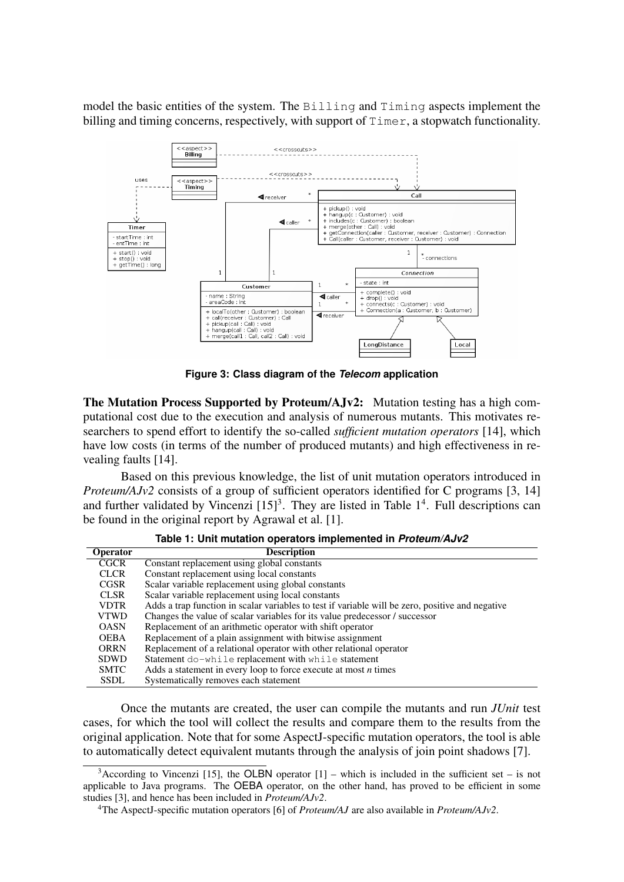model the basic entities of the system. The `Billing` and `Timing` aspects implement the billing and timing concerns, respectively, with support of `Timer`, a stopwatch functionality.

**Figure 3: Class diagram of the *Telecom* application**

**The Mutation Process Supported by Proteum/AJv2:** Mutation testing has a high computational cost due to the execution and analysis of numerous mutants. This motivates researchers to spend effort to identify the so-called *sufficient mutation operators* [14], which have low costs (in terms of the number of produced mutants) and high effectiveness in revealing faults [14].

Based on this previous knowledge, the list of unit mutation operators introduced in *Proteum/AJv2* consists of a group of sufficient operators identified for C programs [3, 14] and further validated by Vincenzi [15][3]. They are listed in Table 1[4]. Full descriptions can be found in the original report by Agrawal et al. [1].

**Table 1: Unit mutation operators implemented in *Proteum/AJv2***

| Operator | Description |
|---|---|
| CGCR | Constant replacement using global constants |
| CLCR | Constant replacement using local constants |
| CGSR | Scalar variable replacement using global constants |
| CLSR | Scalar variable replacement using local constants |
| VDTR | Adds a trap function in scalar variables to test if variable will be zero, positive and negative |
| VTWD | Changes the value of scalar variables for its value predecessor / successor |
| OASN | Replacement of an arithmetic operator with shift operator |
| OEBA | Replacement of a plain assignment with bitwise assignment |
| ORRN | Replacement of a relational operator with other relational operator |
| SDWD | Statement `do-while` replacement with `while` statement |
| SMTC | Adds a statement in every loop to force execute at most *n* times |
| SSDL | Systematically removes each statement |

Once the mutants are created, the user can compile the mutants and run *JUnit* test cases, for which the tool will collect the results and compare them to the results from the original application. Note that for some AspectJ-specific mutation operators, the tool is able to automatically detect equivalent mutants through the analysis of join point shadows [7].

[3]According to Vincenzi [15], the OLBN operator [1] – which is included in the sufficient set – is not applicable to Java programs. The OEBA operator, on the other hand, has proved to be efficient in some studies [3], and hence has been included in *Proteum/AJv2*.

[4]The AspectJ-specific mutation operators [6] of *Proteum/AJ* are also available in *Proteum/AJv2*.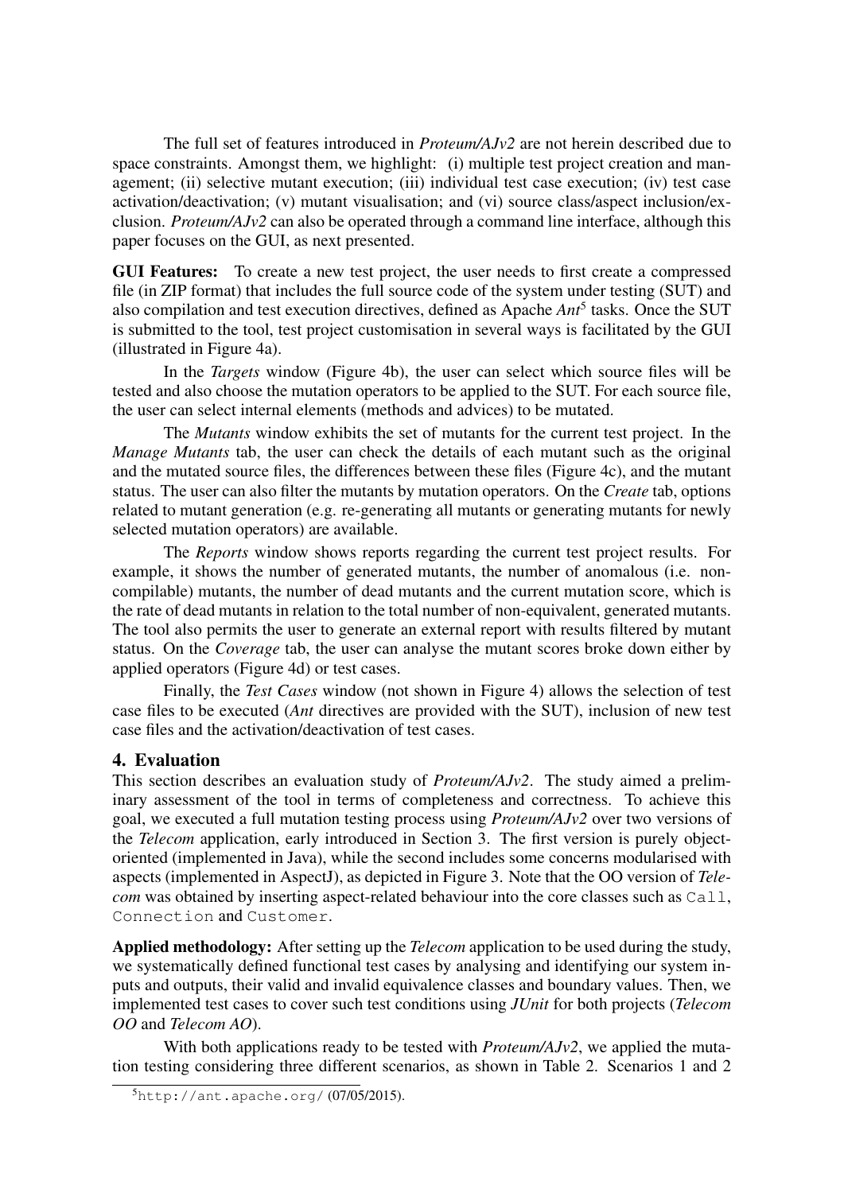The full set of features introduced in *Proteum/AJv2* are not herein described due to space constraints. Amongst them, we highlight: (i) multiple test project creation and management; (ii) selective mutant execution; (iii) individual test case execution; (iv) test case activation/deactivation; (v) mutant visualisation; and (vi) source class/aspect inclusion/exclusion. *Proteum/AJv2* can also be operated through a command line interface, although this paper focuses on the GUI, as next presented.

**GUI Features:** To create a new test project, the user needs to first create a compressed file (in ZIP format) that includes the full source code of the system under testing (SUT) and also compilation and test execution directives, defined as Apache *Ant*[5] tasks. Once the SUT is submitted to the tool, test project customisation in several ways is facilitated by the GUI (illustrated in Figure 4a).

In the *Targets* window (Figure 4b), the user can select which source files will be tested and also choose the mutation operators to be applied to the SUT. For each source file, the user can select internal elements (methods and advices) to be mutated.

The *Mutants* window exhibits the set of mutants for the current test project. In the *Manage Mutants* tab, the user can check the details of each mutant such as the original and the mutated source files, the differences between these files (Figure 4c), and the mutant status. The user can also filter the mutants by mutation operators. On the *Create* tab, options related to mutant generation (e.g. re-generating all mutants or generating mutants for newly selected mutation operators) are available.

The *Reports* window shows reports regarding the current test project results. For example, it shows the number of generated mutants, the number of anomalous (i.e. non-compilable) mutants, the number of dead mutants and the current mutation score, which is the rate of dead mutants in relation to the total number of non-equivalent, generated mutants. The tool also permits the user to generate an external report with results filtered by mutant status. On the *Coverage* tab, the user can analyse the mutant scores broke down either by applied operators (Figure 4d) or test cases.

Finally, the *Test Cases* window (not shown in Figure 4) allows the selection of test case files to be executed (*Ant* directives are provided with the SUT), inclusion of new test case files and the activation/deactivation of test cases.

## 4. Evaluation

This section describes an evaluation study of *Proteum/AJv2*. The study aimed a preliminary assessment of the tool in terms of completeness and correctness. To achieve this goal, we executed a full mutation testing process using *Proteum/AJv2* over two versions of the *Telecom* application, early introduced in Section 3. The first version is purely object-oriented (implemented in Java), while the second includes some concerns modularised with aspects (implemented in AspectJ), as depicted in Figure 3. Note that the OO version of *Telecom* was obtained by inserting aspect-related behaviour into the core classes such as `Call`, `Connection` and `Customer`.

**Applied methodology:** After setting up the *Telecom* application to be used during the study, we systematically defined functional test cases by analysing and identifying our system inputs and outputs, their valid and invalid equivalence classes and boundary values. Then, we implemented test cases to cover such test conditions using *JUnit* for both projects (*Telecom OO* and *Telecom AO*).

With both applications ready to be tested with *Proteum/AJv2*, we applied the mutation testing considering three different scenarios, as shown in Table 2. Scenarios 1 and 2

[5] `http://ant.apache.org/` (07/05/2015).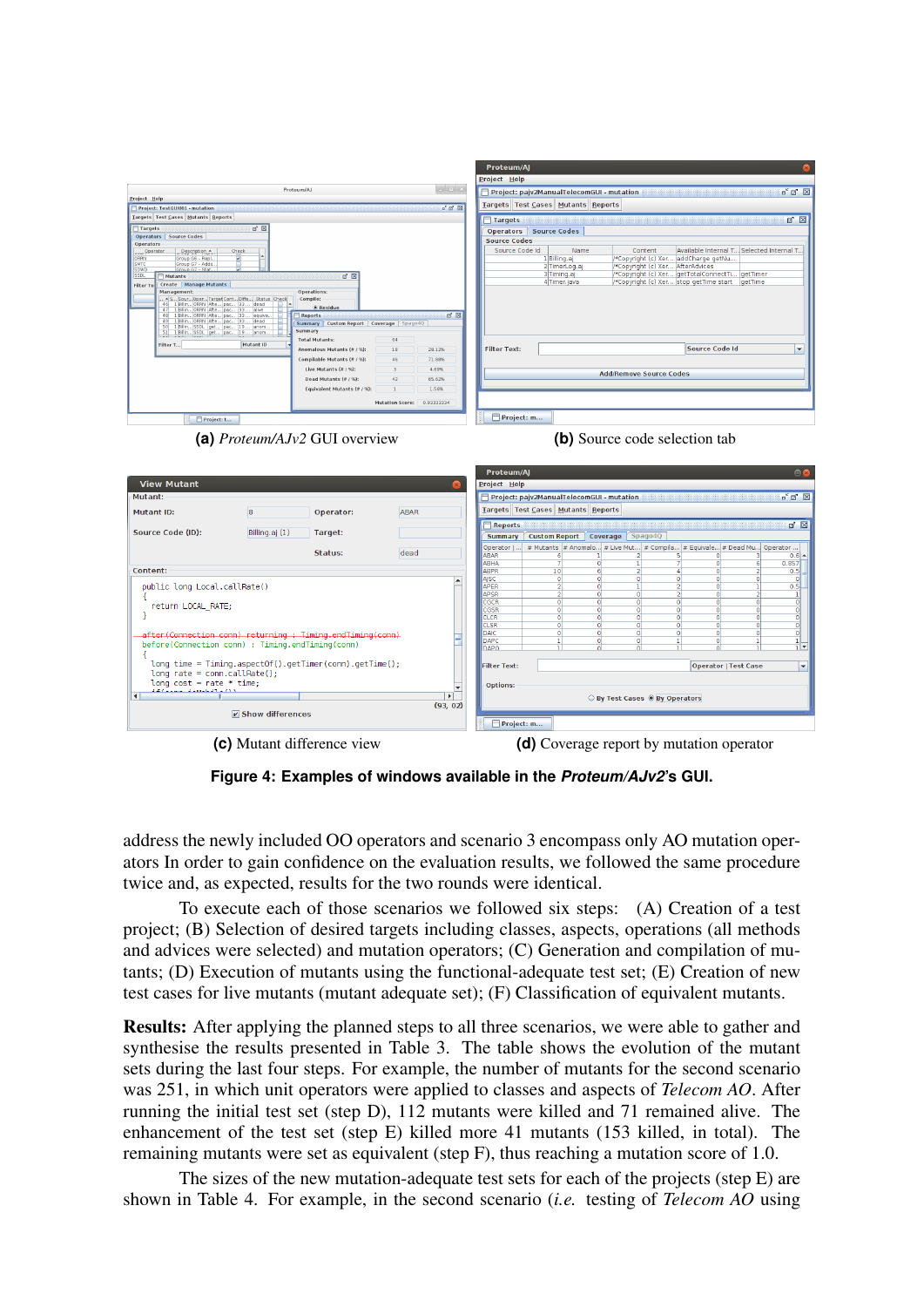(a) *Proteum/AJv2* GUI overview

(b) Source code selection tab

(c) Mutant difference view

(d) Coverage report by mutation operator

**Figure 4: Examples of windows available in the *Proteum/AJv2*'s GUI.**

address the newly included OO operators and scenario 3 encompass only AO mutation operators In order to gain confidence on the evaluation results, we followed the same procedure twice and, as expected, results for the two rounds were identical.

To execute each of those scenarios we followed six steps: (A) Creation of a test project; (B) Selection of desired targets including classes, aspects, operations (all methods and advices were selected) and mutation operators; (C) Generation and compilation of mutants; (D) Execution of mutants using the functional-adequate test set; (E) Creation of new test cases for live mutants (mutant adequate set); (F) Classification of equivalent mutants.

**Results:** After applying the planned steps to all three scenarios, we were able to gather and synthesise the results presented in Table 3. The table shows the evolution of the mutant sets during the last four steps. For example, the number of mutants for the second scenario was 251, in which unit operators were applied to classes and aspects of *Telecom AO*. After running the initial test set (step D), 112 mutants were killed and 71 remained alive. The enhancement of the test set (step E) killed more 41 mutants (153 killed, in total). The remaining mutants were set as equivalent (step F), thus reaching a mutation score of 1.0.

The sizes of the new mutation-adequate test sets for each of the projects (step E) are shown in Table 4. For example, in the second scenario (*i.e.* testing of *Telecom AO* using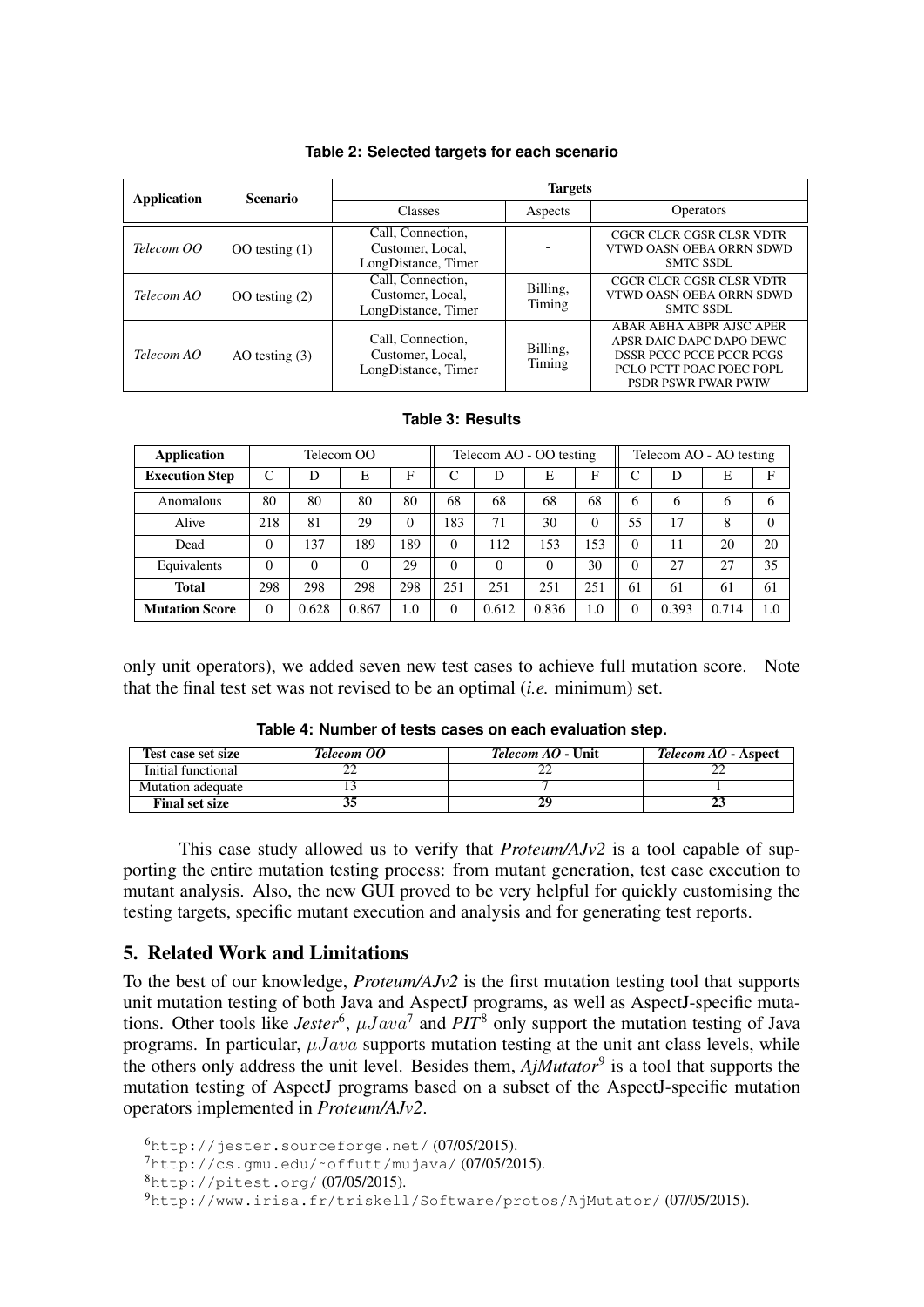**Table 2: Selected targets for each scenario**

| Application | Scenario | Targets | | |
|---|---|---|---|---|
| | | Classes | Aspects | Operators |
| *Telecom OO* | OO testing (1) | Call, Connection, Customer, Local, LongDistance, Timer | - | CGCR CLCR CGSR CLSR VDTR VTWD OASN OEBA ORRN SDWD SMTC SSDL |
| *Telecom AO* | OO testing (2) | Call, Connection, Customer, Local, LongDistance, Timer | Billing, Timing | CGCR CLCR CGSR CLSR VDTR VTWD OASN OEBA ORRN SDWD SMTC SSDL |
| *Telecom AO* | AO testing (3) | Call, Connection, Customer, Local, LongDistance, Timer | Billing, Timing | ABAR ABHA ABPR AJSC APER APSR DAIC DAPC DAPO DEWC DSSR PCCC PCCE PCCR PCGS PCLO PCTT POAC POEC POPL PSDR PSWR PWAR PWIW |

**Table 3: Results**

| Application | Telecom OO | | | | Telecom AO - OO testing | | | | Telecom AO - AO testing | | | |
|---|---|---|---|---|---|---|---|---|---|---|---|---|
| **Execution Step** | C | D | E | F | C | D | E | F | C | D | E | F |
| Anomalous | 80 | 80 | 80 | 80 | 68 | 68 | 68 | 68 | 6 | 6 | 6 | 6 |
| Alive | 218 | 81 | 29 | 0 | 183 | 71 | 30 | 0 | 55 | 17 | 8 | 0 |
| Dead | 0 | 137 | 189 | 189 | 0 | 112 | 153 | 153 | 0 | 11 | 20 | 20 |
| Equivalents | 0 | 0 | 0 | 29 | 0 | 0 | 0 | 30 | 0 | 27 | 27 | 35 |
| **Total** | 298 | 298 | 298 | 298 | 251 | 251 | 251 | 251 | 61 | 61 | 61 | 61 |
| **Mutation Score** | 0 | 0.628 | 0.867 | 1.0 | 0 | 0.612 | 0.836 | 1.0 | 0 | 0.393 | 0.714 | 1.0 |

only unit operators), we added seven new test cases to achieve full mutation score. Note that the final test set was not revised to be an optimal (*i.e.* minimum) set.

**Table 4: Number of tests cases on each evaluation step.**

| Test case set size | *Telecom OO* | *Telecom AO* - Unit | *Telecom AO* - Aspect |
|---|---|---|---|
| Initial functional | 22 | 22 | 22 |
| Mutation adequate | 13 | 7 | 1 |
| **Final set size** | **35** | **29** | **23** |

This case study allowed us to verify that *Proteum/AJv2* is a tool capable of supporting the entire mutation testing process: from mutant generation, test case execution to mutant analysis. Also, the new GUI proved to be very helpful for quickly customising the testing targets, specific mutant execution and analysis and for generating test reports.

## 5. Related Work and Limitations

To the best of our knowledge, *Proteum/AJv2* is the first mutation testing tool that supports unit mutation testing of both Java and AspectJ programs, as well as AspectJ-specific mutations. Other tools like *Jester*[6], $\mu Java$[7] and *PIT*[8] only support the mutation testing of Java programs. In particular, $\mu Java$ supports mutation testing at the unit ant class levels, while the others only address the unit level. Besides them, *AjMutator*[9] is a tool that supports the mutation testing of AspectJ programs based on a subset of the AspectJ-specific mutation operators implemented in *Proteum/AJv2*.

[6] http://jester.sourceforge.net/ (07/05/2015).

[7] http://cs.gmu.edu/~offutt/mujava/ (07/05/2015).

[8] http://pitest.org/ (07/05/2015).

[9] http://www.irisa.fr/triskell/Software/protos/AjMutator/ (07/05/2015).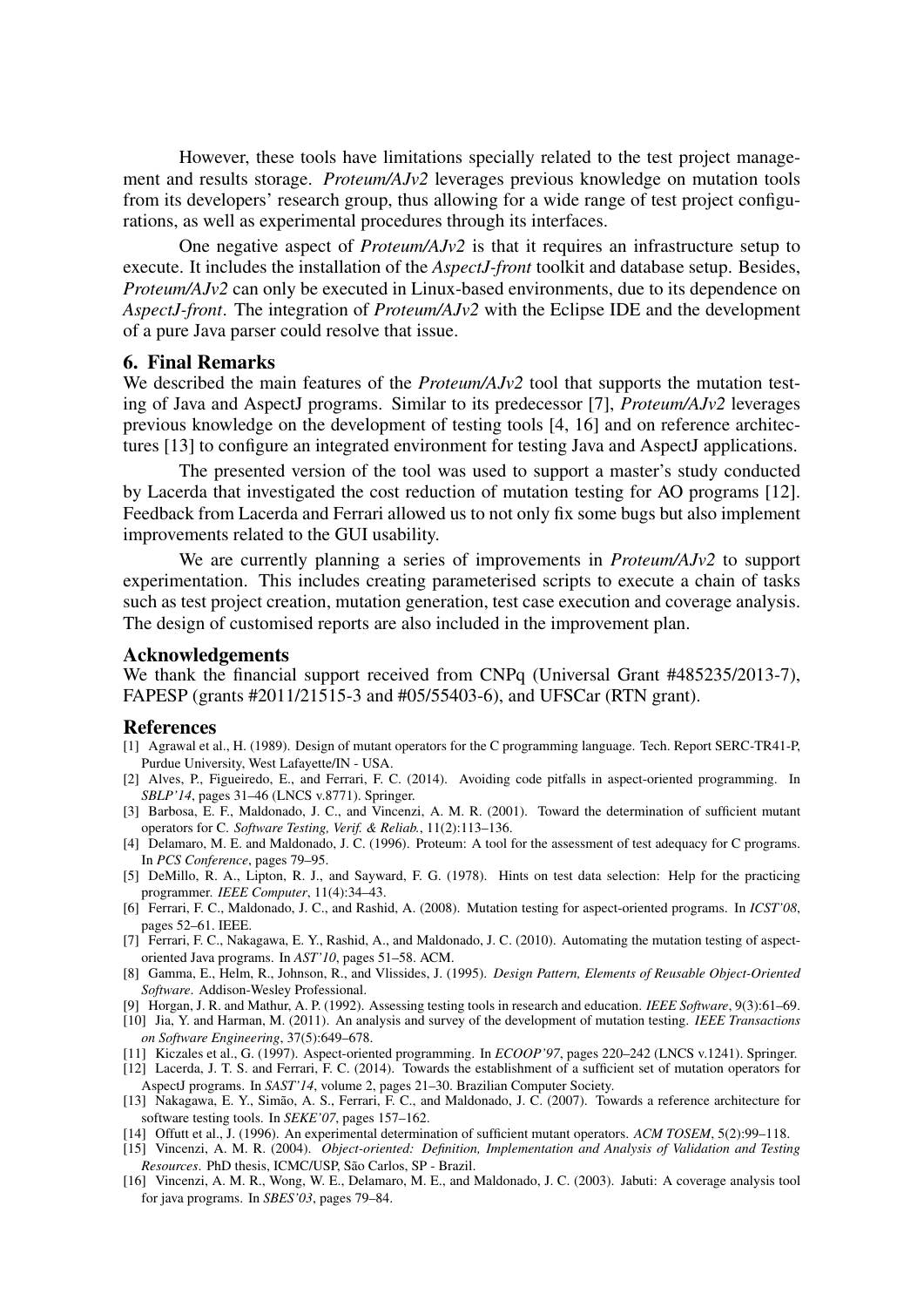However, these tools have limitations specially related to the test project management and results storage. *Proteum/AJv2* leverages previous knowledge on mutation tools from its developers' research group, thus allowing for a wide range of test project configurations, as well as experimental procedures through its interfaces.

One negative aspect of *Proteum/AJv2* is that it requires an infrastructure setup to execute. It includes the installation of the *AspectJ-front* toolkit and database setup. Besides, *Proteum/AJv2* can only be executed in Linux-based environments, due to its dependence on *AspectJ-front*. The integration of *Proteum/AJv2* with the Eclipse IDE and the development of a pure Java parser could resolve that issue.

## 6. Final Remarks

We described the main features of the *Proteum/AJv2* tool that supports the mutation testing of Java and AspectJ programs. Similar to its predecessor [7], *Proteum/AJv2* leverages previous knowledge on the development of testing tools [4, 16] and on reference architectures [13] to configure an integrated environment for testing Java and AspectJ applications.

The presented version of the tool was used to support a master's study conducted by Lacerda that investigated the cost reduction of mutation testing for AO programs [12]. Feedback from Lacerda and Ferrari allowed us to not only fix some bugs but also implement improvements related to the GUI usability.

We are currently planning a series of improvements in *Proteum/AJv2* to support experimentation. This includes creating parameterised scripts to execute a chain of tasks such as test project creation, mutation generation, test case execution and coverage analysis. The design of customised reports are also included in the improvement plan.

## Acknowledgements

We thank the financial support received from CNPq (Universal Grant #485235/2013-7), FAPESP (grants #2011/21515-3 and #05/55403-6), and UFSCar (RTN grant).

## References

[1] Agrawal et al., H. (1989). Design of mutant operators for the C programming language. Tech. Report SERC-TR41-P, Purdue University, West Lafayette/IN - USA.

[2] Alves, P., Figueiredo, E., and Ferrari, F. C. (2014). Avoiding code pitfalls in aspect-oriented programming. In *SBLP'14*, pages 31–46 (LNCS v.8771). Springer.

[3] Barbosa, E. F., Maldonado, J. C., and Vincenzi, A. M. R. (2001). Toward the determination of sufficient mutant operators for C. *Software Testing, Verif. & Reliab.*, 11(2):113–136.

[4] Delamaro, M. E. and Maldonado, J. C. (1996). Proteum: A tool for the assessment of test adequacy for C programs. In *PCS Conference*, pages 79–95.

[5] DeMillo, R. A., Lipton, R. J., and Sayward, F. G. (1978). Hints on test data selection: Help for the practicing programmer. *IEEE Computer*, 11(4):34–43.

[6] Ferrari, F. C., Maldonado, J. C., and Rashid, A. (2008). Mutation testing for aspect-oriented programs. In *ICST'08*, pages 52–61. IEEE.

[7] Ferrari, F. C., Nakagawa, E. Y., Rashid, A., and Maldonado, J. C. (2010). Automating the mutation testing of aspect-oriented Java programs. In *AST'10*, pages 51–58. ACM.

[8] Gamma, E., Helm, R., Johnson, R., and Vlissides, J. (1995). *Design Pattern, Elements of Reusable Object-Oriented Software*. Addison-Wesley Professional.

[9] Horgan, J. R. and Mathur, A. P. (1992). Assessing testing tools in research and education. *IEEE Software*, 9(3):61–69.

[10] Jia, Y. and Harman, M. (2011). An analysis and survey of the development of mutation testing. *IEEE Transactions on Software Engineering*, 37(5):649–678.

[11] Kiczales et al., G. (1997). Aspect-oriented programming. In *ECOOP'97*, pages 220–242 (LNCS v.1241). Springer.

[12] Lacerda, J. T. S. and Ferrari, F. C. (2014). Towards the establishment of a sufficient set of mutation operators for AspectJ programs. In *SAST'14*, volume 2, pages 21–30. Brazilian Computer Society.

[13] Nakagawa, E. Y., Simão, A. S., Ferrari, F. C., and Maldonado, J. C. (2007). Towards a reference architecture for software testing tools. In *SEKE'07*, pages 157–162.

[14] Offutt et al., J. (1996). An experimental determination of sufficient mutant operators. *ACM TOSEM*, 5(2):99–118.

[15] Vincenzi, A. M. R. (2004). *Object-oriented: Definition, Implementation and Analysis of Validation and Testing Resources*. PhD thesis, ICMC/USP, São Carlos, SP - Brazil.

[16] Vincenzi, A. M. R., Wong, W. E., Delamaro, M. E., and Maldonado, J. C. (2003). Jabuti: A coverage analysis tool for java programs. In *SBES'03*, pages 79–84.